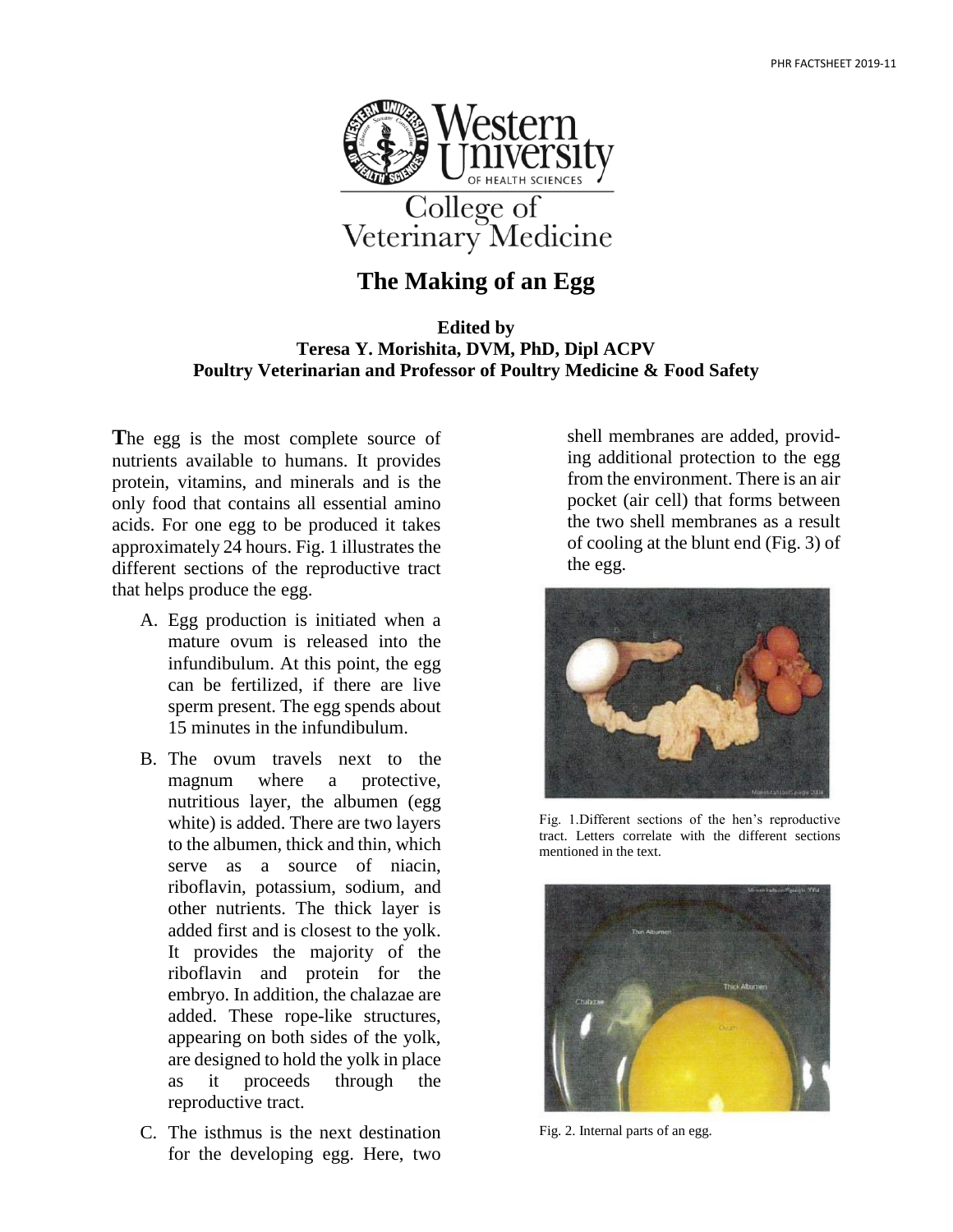College of Veterinary Medicine

# The Making of an Egg

**Edited by**
**Teresa Y. Morishita, DVM, PhD, Dipl ACPV**
**Poultry Veterinarian and Professor of Poultry Medicine & Food Safety**

**T**he egg is the most complete source of nutrients available to humans. It provides protein, vitamins, and minerals and is the only food that contains all essential amino acids. For one egg to be produced it takes approximately 24 hours. Fig. 1 illustrates the different sections of the reproductive tract that helps produce the egg.

A. Egg production is initiated when a mature ovum is released into the infundibulum. At this point, the egg can be fertilized, if there are live sperm present. The egg spends about 15 minutes in the infundibulum.

B. The ovum travels next to the magnum where a protective, nutritious layer, the albumen (egg white) is added. There are two layers to the albumen, thick and thin, which serve as a source of niacin, riboflavin, potassium, sodium, and other nutrients. The thick layer is added first and is closest to the yolk. It provides the majority of the riboflavin and protein for the embryo. In addition, the chalazae are added. These rope-like structures, appearing on both sides of the yolk, are designed to hold the yolk in place as it proceeds through the reproductive tract.

C. The isthmus is the next destination for the developing egg. Here, two shell membranes are added, providing additional protection to the egg from the environment. There is an air pocket (air cell) that forms between the two shell membranes as a result of cooling at the blunt end (Fig. 3) of the egg.

Fig. 1.Different sections of the hen's reproductive tract. Letters correlate with the different sections mentioned in the text.

Fig. 2. Internal parts of an egg.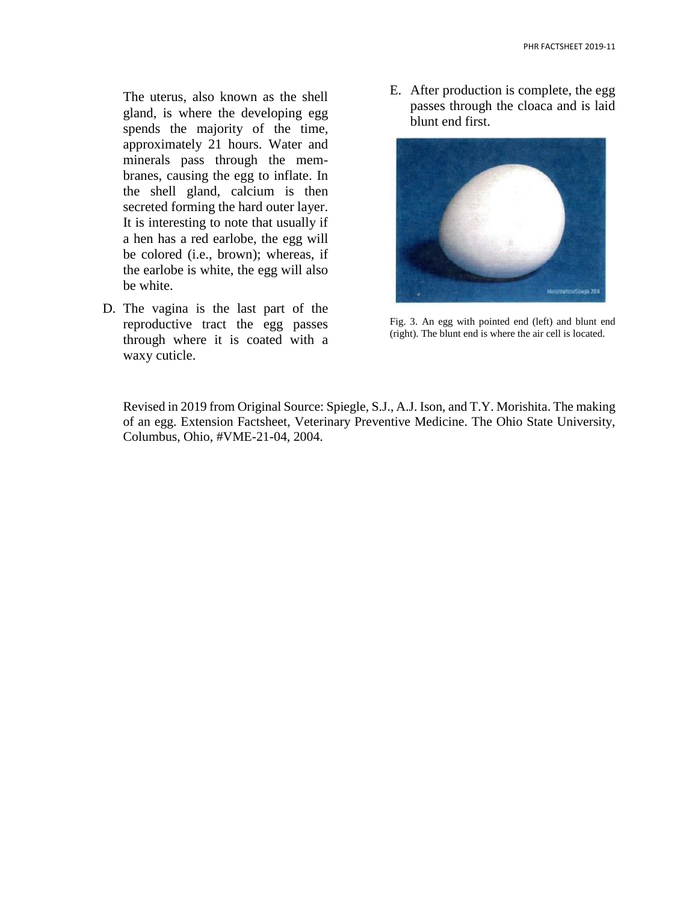The uterus, also known as the shell gland, is where the developing egg spends the majority of the time, approximately 21 hours. Water and minerals pass through the membranes, causing the egg to inflate. In the shell gland, calcium is then secreted forming the hard outer layer. It is interesting to note that usually if a hen has a red earlobe, the egg will be colored (i.e., brown); whereas, if the earlobe is white, the egg will also be white.

D. The vagina is the last part of the reproductive tract the egg passes through where it is coated with a waxy cuticle.

E. After production is complete, the egg passes through the cloaca and is laid blunt end first.

Fig. 3. An egg with pointed end (left) and blunt end (right). The blunt end is where the air cell is located.

Revised in 2019 from Original Source: Spiegle, S.J., A.J. Ison, and T.Y. Morishita. The making of an egg. Extension Factsheet, Veterinary Preventive Medicine. The Ohio State University, Columbus, Ohio, #VME-21-04, 2004.